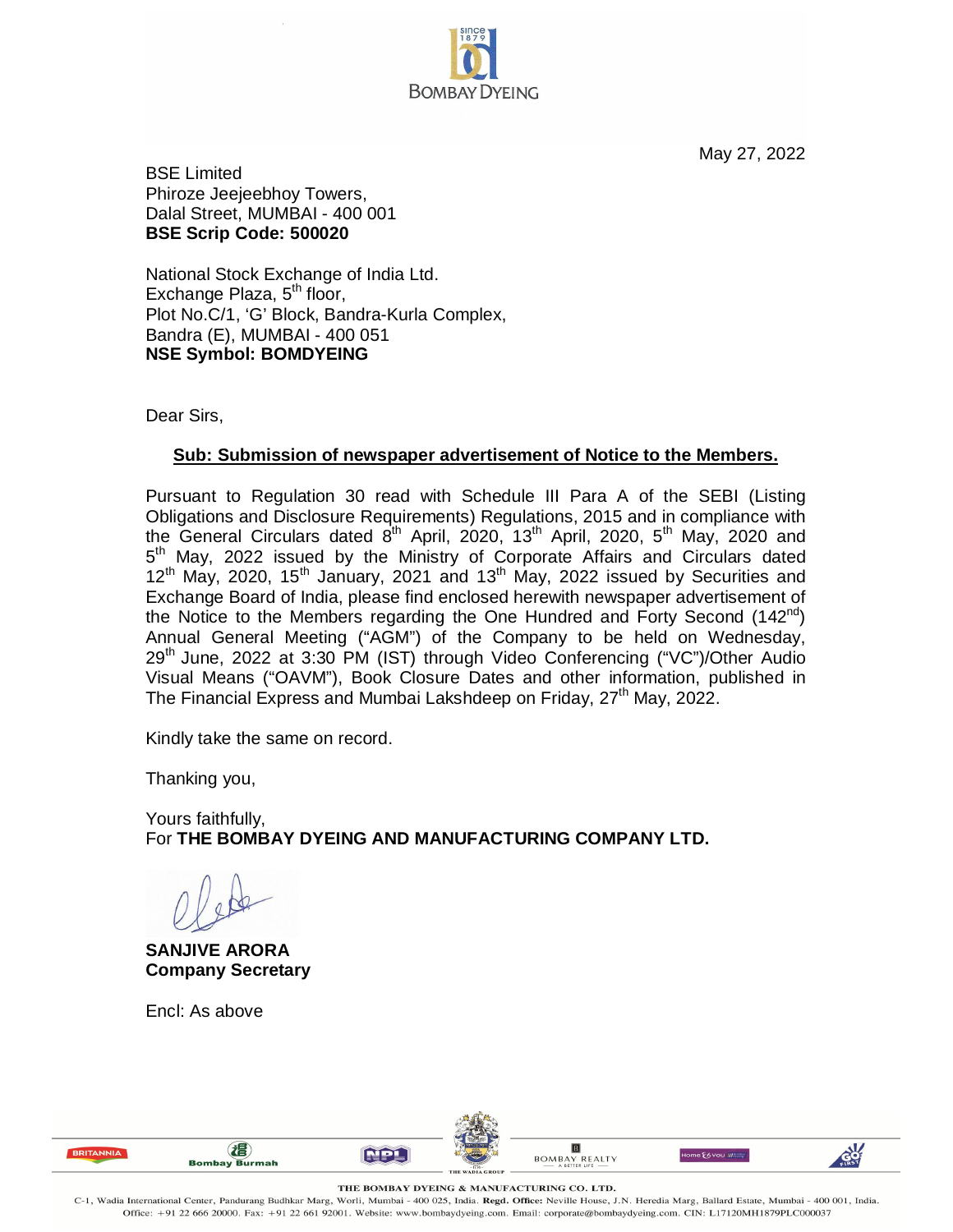BOMBAY DYEING

May 27, 2022

BSE Limited
Phiroze Jeejeebhoy Towers,
Dalal Street, MUMBAI - 400 001
**BSE Scrip Code: 500020**

National Stock Exchange of India Ltd.
Exchange Plaza, 5th floor,
Plot No.C/1, 'G' Block, Bandra-Kurla Complex,
Bandra (E), MUMBAI - 400 051
**NSE Symbol: BOMDYEING**

Dear Sirs,

**Sub: Submission of newspaper advertisement of Notice to the Members.**

Pursuant to Regulation 30 read with Schedule III Para A of the SEBI (Listing Obligations and Disclosure Requirements) Regulations, 2015 and in compliance with the General Circulars dated 8th April, 2020, 13th April, 2020, 5th May, 2020 and 5th May, 2022 issued by the Ministry of Corporate Affairs and Circulars dated 12th May, 2020, 15th January, 2021 and 13th May, 2022 issued by Securities and Exchange Board of India, please find enclosed herewith newspaper advertisement of the Notice to the Members regarding the One Hundred and Forty Second (142nd) Annual General Meeting ("AGM") of the Company to be held on Wednesday, 29th June, 2022 at 3:30 PM (IST) through Video Conferencing ("VC")/Other Audio Visual Means ("OAVM"), Book Closure Dates and other information, published in The Financial Express and Mumbai Lakshdeep on Friday, 27th May, 2022.

Kindly take the same on record.

Thanking you,

Yours faithfully,
For **THE BOMBAY DYEING AND MANUFACTURING COMPANY LTD.**

**SANJIVE ARORA**
**Company Secretary**

Encl: As above

THE BOMBAY DYEING & MANUFACTURING CO. LTD.
C-1, Wadia International Center, Pandurang Budhkar Marg, Worli, Mumbai - 400 025, India. **Regd. Office:** Neville House, J.N. Heredia Marg, Ballard Estate, Mumbai - 400 001, India.
Office: +91 22 666 20000. Fax: +91 22 661 92001. Website: www.bombaydyeing.com. Email: corporate@bombaydyeing.com. CIN: L17120MH1879PLC000037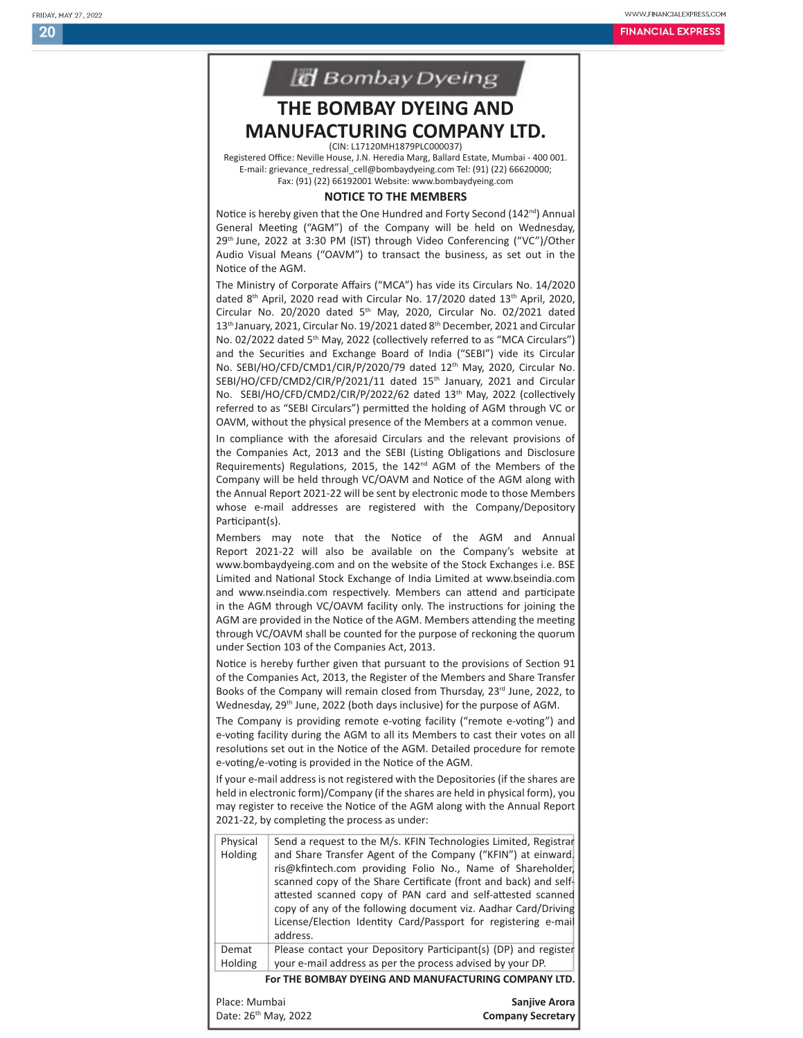Bombay Dyeing

# THE BOMBAY DYEING AND MANUFACTURING COMPANY LTD.

(CIN: L17120MH1879PLC000037)
Registered Office: Neville House, J.N. Heredia Marg, Ballard Estate, Mumbai - 400 001.
E-mail: grievance_redressal_cell@bombaydyeing.com Tel: (91) (22) 66620000;
Fax: (91) (22) 66192001 Website: www.bombaydyeing.com

## NOTICE TO THE MEMBERS

Notice is hereby given that the One Hundred and Forty Second (142nd) Annual General Meeting ("AGM") of the Company will be held on Wednesday, 29th June, 2022 at 3:30 PM (IST) through Video Conferencing ("VC")/Other Audio Visual Means ("OAVM") to transact the business, as set out in the Notice of the AGM.

The Ministry of Corporate Affairs ("MCA") has vide its Circulars No. 14/2020 dated 8th April, 2020 read with Circular No. 17/2020 dated 13th April, 2020, Circular No. 20/2020 dated 5th May, 2020, Circular No. 02/2021 dated 13th January, 2021, Circular No. 19/2021 dated 8th December, 2021 and Circular No. 02/2022 dated 5th May, 2022 (collectively referred to as "MCA Circulars") and the Securities and Exchange Board of India ("SEBI") vide its Circular No. SEBI/HO/CFD/CMD1/CIR/P/2020/79 dated 12th May, 2020, Circular No. SEBI/HO/CFD/CMD2/CIR/P/2021/11 dated 15th January, 2021 and Circular No. SEBI/HO/CFD/CMD2/CIR/P/2022/62 dated 13th May, 2022 (collectively referred to as "SEBI Circulars") permitted the holding of AGM through VC or OAVM, without the physical presence of the Members at a common venue.

In compliance with the aforesaid Circulars and the relevant provisions of the Companies Act, 2013 and the SEBI (Listing Obligations and Disclosure Requirements) Regulations, 2015, the 142nd AGM of the Members of the Company will be held through VC/OAVM and Notice of the AGM along with the Annual Report 2021-22 will be sent by electronic mode to those Members whose e-mail addresses are registered with the Company/Depository Participant(s).

Members may note that the Notice of the AGM and Annual Report 2021-22 will also be available on the Company's website at www.bombaydyeing.com and on the website of the Stock Exchanges i.e. BSE Limited and National Stock Exchange of India Limited at www.bseindia.com and www.nseindia.com respectively. Members can attend and participate in the AGM through VC/OAVM facility only. The instructions for joining the AGM are provided in the Notice of the AGM. Members attending the meeting through VC/OAVM shall be counted for the purpose of reckoning the quorum under Section 103 of the Companies Act, 2013.

Notice is hereby further given that pursuant to the provisions of Section 91 of the Companies Act, 2013, the Register of the Members and Share Transfer Books of the Company will remain closed from Thursday, 23rd June, 2022, to Wednesday, 29th June, 2022 (both days inclusive) for the purpose of AGM.

The Company is providing remote e-voting facility ("remote e-voting") and e-voting facility during the AGM to all its Members to cast their votes on all resolutions set out in the Notice of the AGM. Detailed procedure for remote e-voting/e-voting is provided in the Notice of the AGM.

If your e-mail address is not registered with the Depositories (if the shares are held in electronic form)/Company (if the shares are held in physical form), you may register to receive the Notice of the AGM along with the Annual Report 2021-22, by completing the process as under:

| | |
|---|---|
| Physical Holding | Send a request to the M/s. KFIN Technologies Limited, Registrar and Share Transfer Agent of the Company ("KFIN") at einward.ris@kfintech.com providing Folio No., Name of Shareholder, scanned copy of the Share Certificate (front and back) and self-attested scanned copy of PAN card and self-attested scanned copy of any of the following document viz. Aadhar Card/Driving License/Election Identity Card/Passport for registering e-mail address. |
| Demat Holding | Please contact your Depository Participant(s) (DP) and register your e-mail address as per the process advised by your DP. |

**For THE BOMBAY DYEING AND MANUFACTURING COMPANY LTD.**

Place: Mumbai
Date: 26th May, 2022

**Sanjive Arora**
**Company Secretary**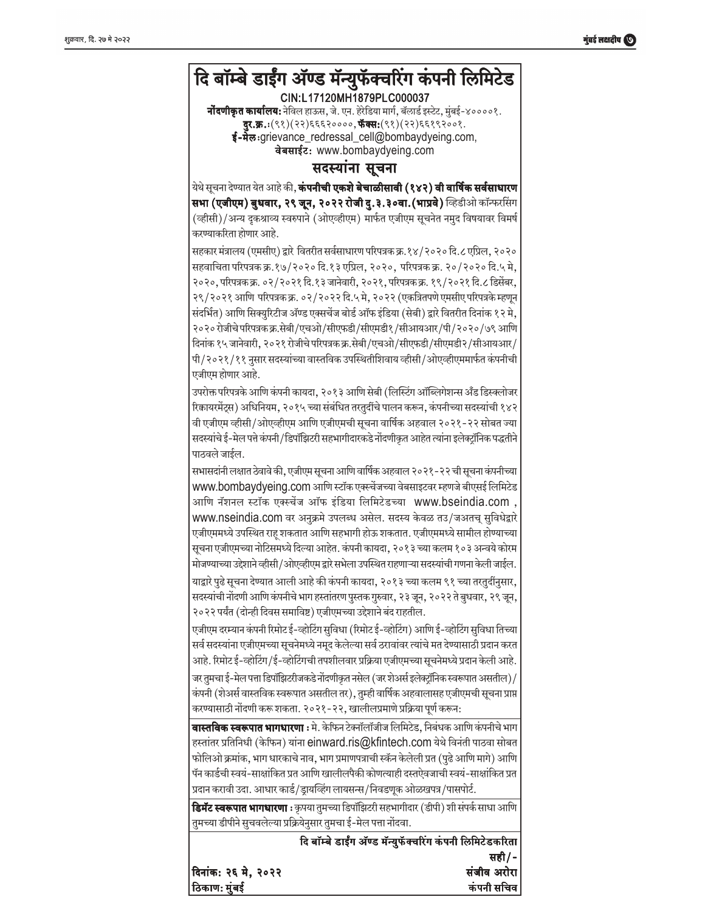# दि बॉम्बे डाईंग अ‍ॅण्ड मॅन्युफॅक्चरिंग कंपनी लिमिटेड

CIN:L17120MH1879PLC000037

**नोंदणीकृत कार्यालय:** नेविल हाऊस, जे. एन. हेरेडिया मार्ग, बॅलार्ड इस्टेट, मुंबई-४००००१.

**दुर.क्र.:**(९१)(२२)६६६२००००, **फॅक्स:**(९१)(२२)६६१९२००१.

**ई-मेल:**grievance_redressal_cell@bombaydyeing.com,

**वेबसाईट:** www.bombaydyeing.com

## सदस्यांना सूचना

येथे सूचना देण्यात येत आहे की, **कंपनीची एकशे बेचाळीसावी (१४२) वी वार्षिक सर्वसाधारण सभा (एजीएम) बुधवार, २९ जून, २०२२ रोजी दु.३.३०वा.(भाप्रवे)** व्हिडीओ कॉन्फरसिंग (व्हीसी)/अन्य दृकश्राव्य स्वरुपाने (ओएव्हीएम) मार्फत एजीएम सूचनेत नमुद विषयावर विमर्ष करण्याकरिता होणार आहे.

सहकार मंत्रालय (एमसीए) द्वारे वितरीत सर्वसाधारण परिपत्रक क्र.१४/२०२० दि.८ एप्रिल, २०२० सहवाचिता परिपत्रक क्र.१७/२०२० दि.१३ एप्रिल, २०२०, परिपत्रक क्र. २०/२०२० दि.५ मे, २०२०, परिपत्रक क्र. ०२/२०२१ दि.१३ जानेवारी, २०२१, परिपत्रक क्र. १९/२०२१ दि.८ डिसेंबर, २९/२०२१ आणि परिपत्रक क्र. ०२/२०२२ दि.५ मे, २०२२ (एकत्रितपणे एमसीए परिपत्रके म्हणून संदर्भित) आणि सिक्युरिटीज अ‍ॅण्ड एक्सचेंज बोर्ड ऑफ इंडिया (सेबी) द्वारे वितरीत दिनांक १२ मे, २०२० रोजीचे परिपत्रक क्र.सेबी/एचओ/सीएफडी/सीएमडी१/सीआयआर/पी/२०२०/७९ आणि दिनांक १५ जानेवारी, २०२१ रोजीचे परिपत्रक क्र.सेबी/एचओ/सीएफडी/सीएमडी२/सीआयआर/पी/२०२१/११ नुसार सदस्यांच्या वास्तविक उपस्थितीशिवाय व्हीसी/ओएव्हीएममार्फत कंपनीची एजीएम होणार आहे.

उपरोक्त परिपत्रके आणि कंपनी कायदा, २०१३ आणि सेबी (लिस्टिंग ऑब्लिगेशन्स अँड डिस्क्लोजर रिक्वायरमेंट्स) अधिनियम, २०१५ च्या संबंधित तरतुदींचे पालन करून, कंपनीच्या सदस्यांची १४२ वी एजीएम व्हीसी/ओएव्हीएम आणि एजीएमची सूचना वार्षिक अहवाल २०२१-२२ सोबत ज्या सदस्यांचे ई-मेल पत्ते कंपनी/डिपॉझिटरी सहभागीदारकडे नोंदणीकृत आहेत त्यांना इलेक्ट्रॉनिक पद्धतीने पाठवले जाईल.

सभासदांनी लक्षात ठेवावे की, एजीएम सूचना आणि वार्षिक अहवाल २०२१-२२ ची सूचना कंपनीच्या www.bombaydyeing.com आणि स्टॉक एक्स्चेंजच्या वेबसाइटवर म्हणजे बीएसई लिमिटेड आणि नॅशनल स्टॉक एक्स्चेंज ऑफ इंडिया लिमिटेडच्या www.bseindia.com , www.nseindia.com वर अनुक्रमे उपलब्ध असेल. सदस्य केवळ तउ/जअतच् सुविधेद्वारे एजीएममध्ये उपस्थित राहू शकतात आणि सहभागी होऊ शकतात. एजीएममध्ये सामील होण्याच्या सूचना एजीएमच्या नोटिसमध्ये दिल्या आहेत. कंपनी कायदा, २०१३ च्या कलम १०३ अन्वये कोरम मोजण्याच्या उद्देशाने व्हीसी/ओएव्हीएम द्वारे सभेला उपस्थित राहणाऱ्या सदस्यांची गणना केली जाईल.

याद्वारे पुढे सूचना देण्यात आली आहे की कंपनी कायदा, २०१३ च्या कलम ९१ च्या तरतुदींनुसार, सदस्यांची नोंदणी आणि कंपनीचे भाग हस्तांतरण पुस्तक गुरुवार, २३ जून, २०२२ ते बुधवार, २९ जून, २०२२ पर्यंत (दोन्ही दिवस समाविष्ट) एजीएमच्या उद्देशाने बंद राहतील.

एजीएम दरम्यान कंपनी रिमोट ई-व्होटिंग सुविधा (रिमोट ई-व्होटिंग) आणि ई-व्होटिंग सुविधा तिच्या सर्व सदस्यांना एजीएमच्या सूचनेमध्ये नमूद केलेल्या सर्व ठरावांवर त्यांचे मत देण्यासाठी प्रदान करत आहे. रिमोट ई-व्होटिंग/ई-व्होटिंगची तपशीलवार प्रक्रिया एजीएमच्या सूचनेमध्ये प्रदान केली आहे.

जर तुमचा ई-मेल पत्ता डिपॉझिटरीजकडे नोंदणीकृत नसेल (जर शेअर्स इलेक्ट्रॉनिक स्वरूपात असतील)/कंपनी (शेअर्स वास्तविक स्वरूपात असतील तर), तुम्ही वार्षिक अहवालासह एजीएमची सूचना प्राप्त करण्यासाठी नोंदणी करू शकता. २०२१-२२, खालीलप्रमाणे प्रक्रिया पूर्ण करून:

**वास्तविक स्वरूपात भागधारणा :** मे. केफिन टेक्नॉलॉजीज लिमिटेड, निबंधक आणि कंपनीचे भाग हस्तांतर प्रतिनिधी (केफिन) यांना einward.ris@kfintech.com येथे विनंती पाठवा सोबत फोलिओ क्रमांक, भाग धारकाचे नाव, भाग प्रमाणपत्राची स्कॅन केलेली प्रत (पुढे आणि मागे) आणि पॅन कार्डची स्वयं-साक्षांकित प्रत आणि खालीलपैकी कोणत्याही दस्तऐवजाची स्वयं-साक्षांकित प्रत प्रदान करावी उदा. आधार कार्ड/ड्रायव्हिंग लायसन्स/निवडणूक ओळखपत्र/पासपोर्ट.

**डिमॅट स्वरूपात भागधारणा :** कृपया तुमच्या डिपॉझिटरी सहभागीदार (डीपी) शी संपर्क साधा आणि तुमच्या डीपीने सुचवलेल्या प्रक्रियेनुसार तुमचा ई-मेल पत्ता नोंदवा.

**दि बॉम्बे डाईंग अ‍ॅण्ड मॅन्युफॅक्चरिंग कंपनी लिमिटेडकरिता**

**सही/-**

**दिनांक: २६ मे, २०२२** **संजीव अरोरा**

**ठिकाण: मुंबई** **कंपनी सचिव**